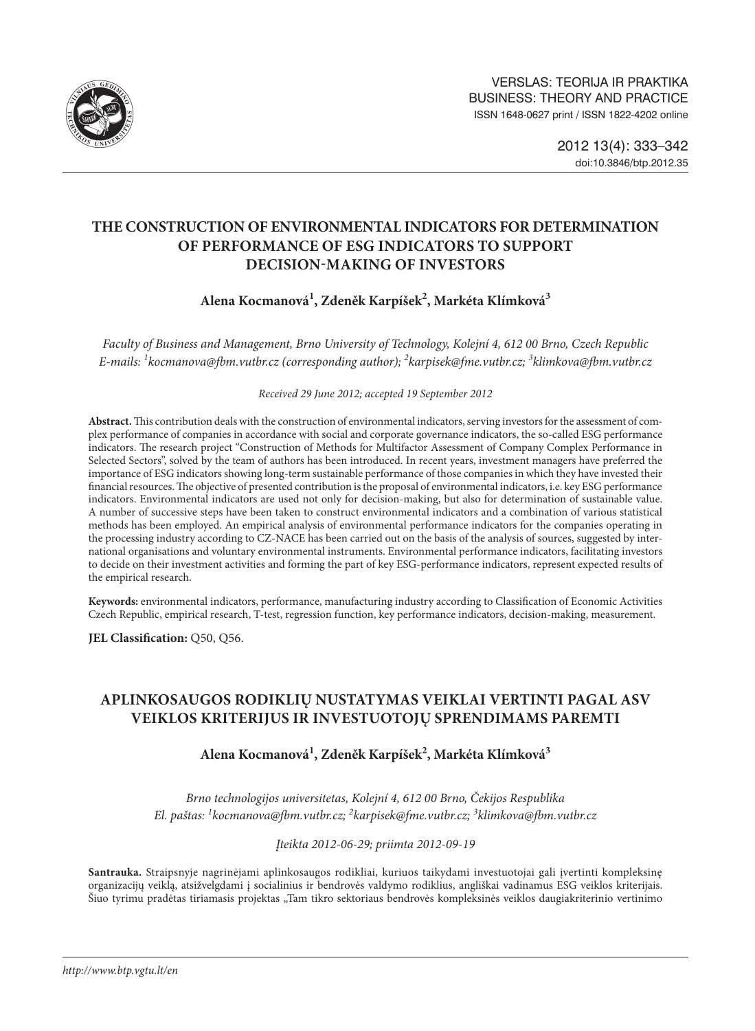VERSLAS: TEORIJA IR PRAKTIKA
BUSINESS: THEORY AND PRACTICE
ISSN 1648-0627 print / ISSN 1822-4202 online

2012 13(4): 333–342
doi:10.3846/btp.2012.35

# THE CONSTRUCTION OF ENVIRONMENTAL INDICATORS FOR DETERMINATION OF PERFORMANCE OF ESG INDICATORS TO SUPPORT DECISION-MAKING OF INVESTORS

**Alena Kocmanová[1], Zdeněk Karpíšek[2], Markéta Klímková[3]**

*Faculty of Business and Management, Brno University of Technology, Kolejní 4, 612 00 Brno, Czech Republic*
*E-mails: [1]kocmanova@fbm.vutbr.cz (corresponding author); [2]karpisek@fme.vutbr.cz; [3]klimkova@fbm.vutbr.cz*

*Received 29 June 2012; accepted 19 September 2012*

**Abstract.** This contribution deals with the construction of environmental indicators, serving investors for the assessment of complex performance of companies in accordance with social and corporate governance indicators, the so-called ESG performance indicators. The research project "Construction of Methods for Multifactor Assessment of Company Complex Performance in Selected Sectors", solved by the team of authors has been introduced. In recent years, investment managers have preferred the importance of ESG indicators showing long-term sustainable performance of those companies in which they have invested their financial resources. The objective of presented contribution is the proposal of environmental indicators, i.e. key ESG performance indicators. Environmental indicators are used not only for decision-making, but also for determination of sustainable value. A number of successive steps have been taken to construct environmental indicators and a combination of various statistical methods has been employed. An empirical analysis of environmental performance indicators for the companies operating in the processing industry according to CZ-NACE has been carried out on the basis of the analysis of sources, suggested by international organisations and voluntary environmental instruments. Environmental performance indicators, facilitating investors to decide on their investment activities and forming the part of key ESG-performance indicators, represent expected results of the empirical research.

**Keywords:** environmental indicators, performance, manufacturing industry according to Classification of Economic Activities Czech Republic, empirical research, T-test, regression function, key performance indicators, decision-making, measurement.

**JEL Classification:** Q50, Q56.

# APLINKOSAUGOS RODIKLIŲ NUSTATYMAS VEIKLAI VERTINTI PAGAL ASV VEIKLOS KRITERIJUS IR INVESTUOTOJŲ SPRENDIMAMS PAREMTI

**Alena Kocmanová[1], Zdeněk Karpíšek[2], Markéta Klímková[3]**

*Brno technologijos universitetas, Kolejní 4, 612 00 Brno, Čekijos Respublika*
*El. paštas: [1]kocmanova@fbm.vutbr.cz; [2]karpisek@fme.vutbr.cz; [3]klimkova@fbm.vutbr.cz*

*Įteikta 2012-06-29; priimta 2012-09-19*

**Santrauka.** Straipsnyje nagrinėjami aplinkosaugos rodikliai, kuriuos taikydami investuotojai gali įvertinti kompleksinę organizacijų veiklą, atsižvelgdami į socialinius ir bendrovės valdymo rodiklius, angliškai vadinamus ESG veiklos kriterijais. Šiuo tyrimu pradėtas tiriamasis projektas „Tam tikro sektoriaus bendrovės kompleksinės veiklos daugiakriterinio vertinimo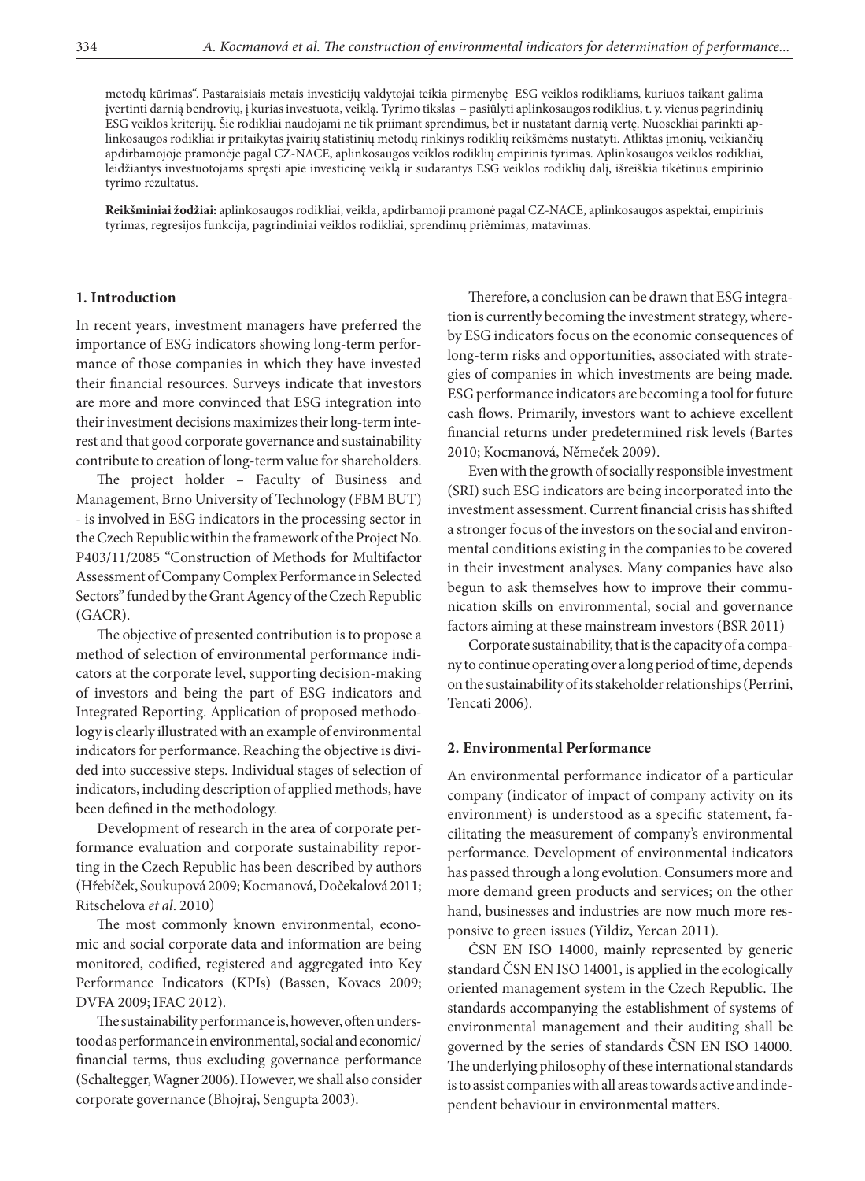metodų kūrimas". Pastaraisiais metais investicijų valdytojai teikia pirmenybę ESG veiklos rodikliams, kuriuos taikant galima įvertinti darnią bendrovių, į kurias investuota, veiklą. Tyrimo tikslas – pasiūlyti aplinkosaugos rodiklius, t. y. vienus pagrindinių ESG veiklos kriterijų. Šie rodikliai naudojami ne tik priimant sprendimus, bet ir nustatant darnią vertę. Nuosekliai parinkti aplinkosaugos rodikliai ir pritaikytas įvairių statistinių metodų rinkinys rodiklių reikšmėms nustatyti. Atliktas įmonių, veikiančių apdirbamojoje pramonėje pagal CZ-NACE, aplinkosaugos veiklos rodiklių empirinis tyrimas. Aplinkosaugos veiklos rodikliai, leidžiantys investuotojams spręsti apie investicinę veiklą ir sudarantys ESG veiklos rodiklių dalį, išreiškia tikėtinus empirinio tyrimo rezultatus.

**Reikšminiai žodžiai:** aplinkosaugos rodikliai, veikla, apdirbamoji pramonė pagal CZ-NACE, aplinkosaugos aspektai, empirinis tyrimas, regresijos funkcija, pagrindiniai veiklos rodikliai, sprendimų priėmimas, matavimas.

## 1. Introduction

In recent years, investment managers have preferred the importance of ESG indicators showing long-term performance of those companies in which they have invested their financial resources. Surveys indicate that investors are more and more convinced that ESG integration into their investment decisions maximizes their long-term interest and that good corporate governance and sustainability contribute to creation of long-term value for shareholders.

The project holder – Faculty of Business and Management, Brno University of Technology (FBM BUT) - is involved in ESG indicators in the processing sector in the Czech Republic within the framework of the Project No. P403/11/2085 "Construction of Methods for Multifactor Assessment of Company Complex Performance in Selected Sectors" funded by the Grant Agency of the Czech Republic (GACR).

The objective of presented contribution is to propose a method of selection of environmental performance indicators at the corporate level, supporting decision-making of investors and being the part of ESG indicators and Integrated Reporting. Application of proposed methodology is clearly illustrated with an example of environmental indicators for performance. Reaching the objective is divided into successive steps. Individual stages of selection of indicators, including description of applied methods, have been defined in the methodology.

Development of research in the area of corporate performance evaluation and corporate sustainability reporting in the Czech Republic has been described by authors (Hřebíček, Soukupová 2009; Kocmanová, Dočekalová 2011; Ritschelova *et al*. 2010)

The most commonly known environmental, economic and social corporate data and information are being monitored, codified, registered and aggregated into Key Performance Indicators (KPIs) (Bassen, Kovacs 2009; DVFA 2009; IFAC 2012).

The sustainability performance is, however, often understood as performance in environmental, social and economic/financial terms, thus excluding governance performance (Schaltegger, Wagner 2006). However, we shall also consider corporate governance (Bhojraj, Sengupta 2003).

Therefore, a conclusion can be drawn that ESG integration is currently becoming the investment strategy, whereby ESG indicators focus on the economic consequences of long-term risks and opportunities, associated with strategies of companies in which investments are being made. ESG performance indicators are becoming a tool for future cash flows. Primarily, investors want to achieve excellent financial returns under predetermined risk levels (Bartes 2010; Kocmanová, Němeček 2009).

Even with the growth of socially responsible investment (SRI) such ESG indicators are being incorporated into the investment assessment. Current financial crisis has shifted a stronger focus of the investors on the social and environmental conditions existing in the companies to be covered in their investment analyses. Many companies have also begun to ask themselves how to improve their communication skills on environmental, social and governance factors aiming at these mainstream investors (BSR 2011)

Corporate sustainability, that is the capacity of a company to continue operating over a long period of time, depends on the sustainability of its stakeholder relationships (Perrini, Tencati 2006).

## 2. Environmental Performance

An environmental performance indicator of a particular company (indicator of impact of company activity on its environment) is understood as a specific statement, facilitating the measurement of company's environmental performance. Development of environmental indicators has passed through a long evolution. Consumers more and more demand green products and services; on the other hand, businesses and industries are now much more responsive to green issues (Yildiz, Yercan 2011).

ČSN EN ISO 14000, mainly represented by generic standard ČSN EN ISO 14001, is applied in the ecologically oriented management system in the Czech Republic. The standards accompanying the establishment of systems of environmental management and their auditing shall be governed by the series of standards ČSN EN ISO 14000. The underlying philosophy of these international standards is to assist companies with all areas towards active and independent behaviour in environmental matters.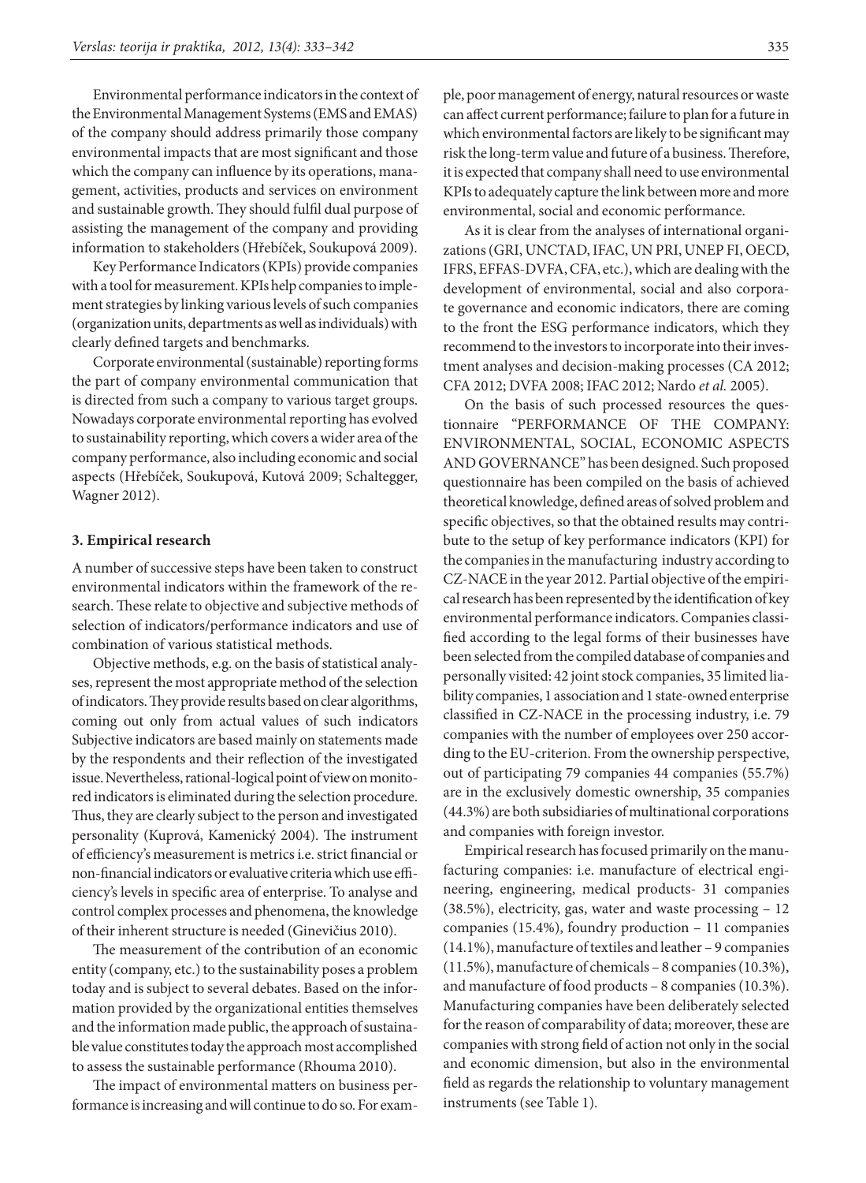Environmental performance indicators in the context of the Environmental Management Systems (EMS and EMAS) of the company should address primarily those company environmental impacts that are most significant and those which the company can influence by its operations, management, activities, products and services on environment and sustainable growth. They should fulfil dual purpose of assisting the management of the company and providing information to stakeholders (Hřebíček, Soukupová 2009).

Key Performance Indicators (KPIs) provide companies with a tool for measurement. KPIs help companies to implement strategies by linking various levels of such companies (organization units, departments as well as individuals) with clearly defined targets and benchmarks.

Corporate environmental (sustainable) reporting forms the part of company environmental communication that is directed from such a company to various target groups. Nowadays corporate environmental reporting has evolved to sustainability reporting, which covers a wider area of the company performance, also including economic and social aspects (Hřebíček, Soukupová, Kutová 2009; Schaltegger, Wagner 2012).

## 3. Empirical research

A number of successive steps have been taken to construct environmental indicators within the framework of the research. These relate to objective and subjective methods of selection of indicators/performance indicators and use of combination of various statistical methods.

Objective methods, e.g. on the basis of statistical analyses, represent the most appropriate method of the selection of indicators. They provide results based on clear algorithms, coming out only from actual values of such indicators Subjective indicators are based mainly on statements made by the respondents and their reflection of the investigated issue. Nevertheless, rational-logical point of view on monitored indicators is eliminated during the selection procedure. Thus, they are clearly subject to the person and investigated personality (Kuprová, Kamenický 2004). The instrument of efficiency's measurement is metrics i.e. strict financial or non-financial indicators or evaluative criteria which use efficiency's levels in specific area of enterprise. To analyse and control complex processes and phenomena, the knowledge of their inherent structure is needed (Ginevičius 2010).

The measurement of the contribution of an economic entity (company, etc.) to the sustainability poses a problem today and is subject to several debates. Based on the information provided by the organizational entities themselves and the information made public, the approach of sustainable value constitutes today the approach most accomplished to assess the sustainable performance (Rhouma 2010).

The impact of environmental matters on business performance is increasing and will continue to do so. For example, poor management of energy, natural resources or waste can affect current performance; failure to plan for a future in which environmental factors are likely to be significant may risk the long-term value and future of a business. Therefore, it is expected that company shall need to use environmental KPIs to adequately capture the link between more and more environmental, social and economic performance.

As it is clear from the analyses of international organizations (GRI, UNCTAD, IFAC, UN PRI, UNEP FI, OECD, IFRS, EFFAS-DVFA, CFA, etc.), which are dealing with the development of environmental, social and also corporate governance and economic indicators, there are coming to the front the ESG performance indicators, which they recommend to the investors to incorporate into their investment analyses and decision-making processes (CA 2012; CFA 2012; DVFA 2008; IFAC 2012; Nardo *et al.* 2005).

On the basis of such processed resources the questionnaire "PERFORMANCE OF THE COMPANY: ENVIRONMENTAL, SOCIAL, ECONOMIC ASPECTS AND GOVERNANCE" has been designed. Such proposed questionnaire has been compiled on the basis of achieved theoretical knowledge, defined areas of solved problem and specific objectives, so that the obtained results may contribute to the setup of key performance indicators (KPI) for the companies in the manufacturing industry according to CZ-NACE in the year 2012. Partial objective of the empirical research has been represented by the identification of key environmental performance indicators. Companies classified according to the legal forms of their businesses have been selected from the compiled database of companies and personally visited: 42 joint stock companies, 35 limited liability companies, 1 association and 1 state-owned enterprise classified in CZ-NACE in the processing industry, i.e. 79 companies with the number of employees over 250 according to the EU-criterion. From the ownership perspective, out of participating 79 companies 44 companies (55.7%) are in the exclusively domestic ownership, 35 companies (44.3%) are both subsidiaries of multinational corporations and companies with foreign investor.

Empirical research has focused primarily on the manufacturing companies: i.e. manufacture of electrical engineering, engineering, medical products- 31 companies (38.5%), electricity, gas, water and waste processing – 12 companies (15.4%), foundry production – 11 companies (14.1%), manufacture of textiles and leather – 9 companies (11.5%), manufacture of chemicals – 8 companies (10.3%), and manufacture of food products – 8 companies (10.3%). Manufacturing companies have been deliberately selected for the reason of comparability of data; moreover, these are companies with strong field of action not only in the social and economic dimension, but also in the environmental field as regards the relationship to voluntary management instruments (see Table 1).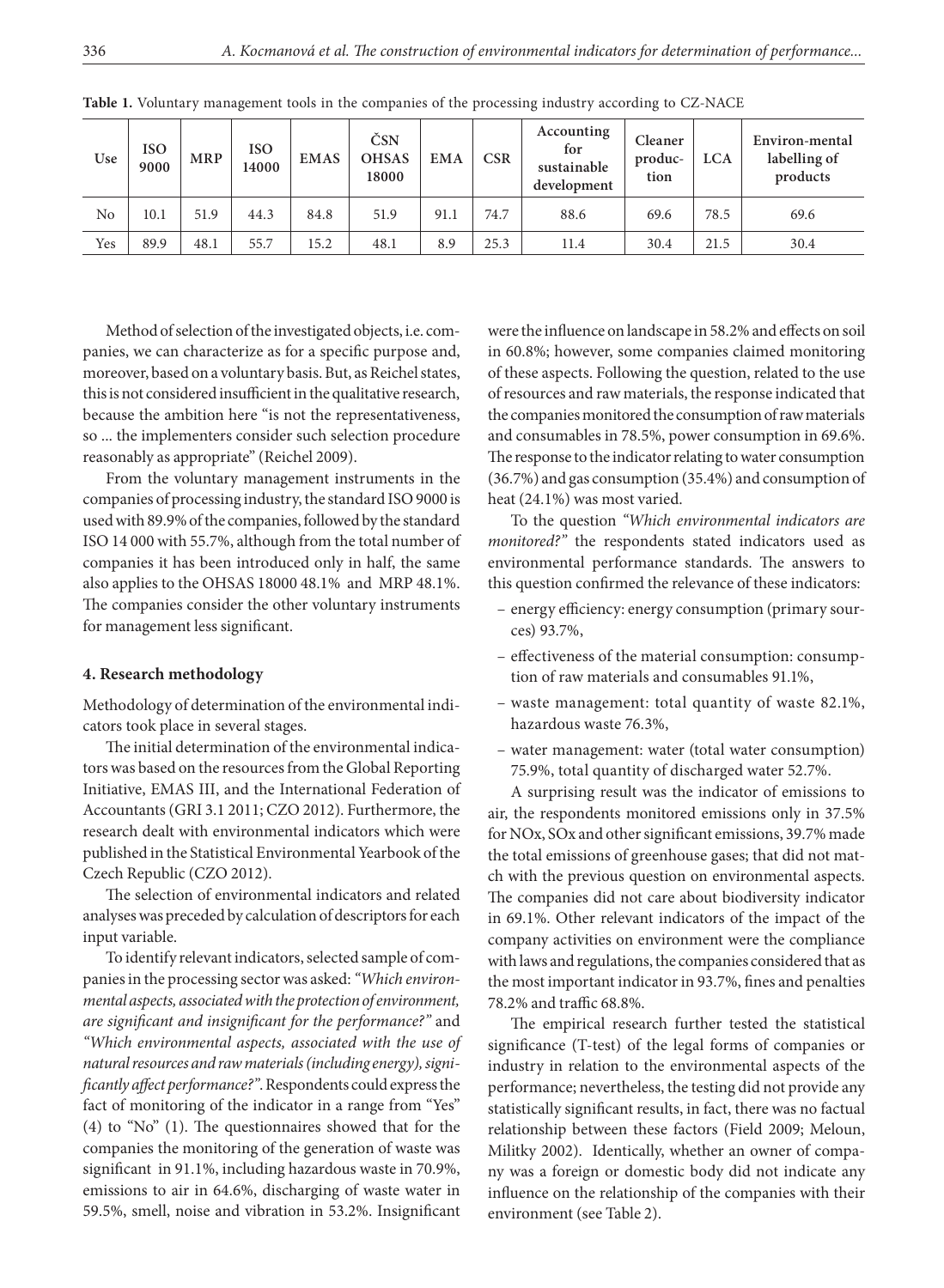**Table 1.** Voluntary management tools in the companies of the processing industry according to CZ-NACE

| Use | ISO 9000 | MRP | ISO 14000 | EMAS | ČSN OHSAS 18000 | EMA | CSR | Accounting for sustainable development | Cleaner produc-tion | LCA | Environ-mental labelling of products |
|---|---|---|---|---|---|---|---|---|---|---|---|
| No | 10.1 | 51.9 | 44.3 | 84.8 | 51.9 | 91.1 | 74.7 | 88.6 | 69.6 | 78.5 | 69.6 |
| Yes | 89.9 | 48.1 | 55.7 | 15.2 | 48.1 | 8.9 | 25.3 | 11.4 | 30.4 | 21.5 | 30.4 |

Method of selection of the investigated objects, i.e. companies, we can characterize as for a specific purpose and, moreover, based on a voluntary basis. But, as Reichel states, this is not considered insufficient in the qualitative research, because the ambition here "is not the representativeness, so ... the implementers consider such selection procedure reasonably as appropriate" (Reichel 2009).

From the voluntary management instruments in the companies of processing industry, the standard ISO 9000 is used with 89.9% of the companies, followed by the standard ISO 14 000 with 55.7%, although from the total number of companies it has been introduced only in half, the same also applies to the OHSAS 18000 48.1% and MRP 48.1%. The companies consider the other voluntary instruments for management less significant.

## 4. Research methodology

Methodology of determination of the environmental indicators took place in several stages.

The initial determination of the environmental indicators was based on the resources from the Global Reporting Initiative, EMAS III, and the International Federation of Accountants (GRI 3.1 2011; CZO 2012). Furthermore, the research dealt with environmental indicators which were published in the Statistical Environmental Yearbook of the Czech Republic (CZO 2012).

The selection of environmental indicators and related analyses was preceded by calculation of descriptors for each input variable.

To identify relevant indicators, selected sample of companies in the processing sector was asked: *"Which environmental aspects, associated with the protection of environment, are significant and insignificant for the performance?"* and *"Which environmental aspects, associated with the use of natural resources and raw materials (including energy), significantly affect performance?"*. Respondents could express the fact of monitoring of the indicator in a range from "Yes" (4) to "No" (1). The questionnaires showed that for the companies the monitoring of the generation of waste was significant in 91.1%, including hazardous waste in 70.9%, emissions to air in 64.6%, discharging of waste water in 59.5%, smell, noise and vibration in 53.2%. Insignificant were the influence on landscape in 58.2% and effects on soil in 60.8%; however, some companies claimed monitoring of these aspects. Following the question, related to the use of resources and raw materials, the response indicated that the companies monitored the consumption of raw materials and consumables in 78.5%, power consumption in 69.6%. The response to the indicator relating to water consumption (36.7%) and gas consumption (35.4%) and consumption of heat (24.1%) was most varied.

To the question *"Which environmental indicators are monitored?"* the respondents stated indicators used as environmental performance standards. The answers to this question confirmed the relevance of these indicators:

- energy efficiency: energy consumption (primary sources) 93.7%,
- effectiveness of the material consumption: consumption of raw materials and consumables 91.1%,
- waste management: total quantity of waste 82.1%, hazardous waste 76.3%,
- water management: water (total water consumption) 75.9%, total quantity of discharged water 52.7%.

A surprising result was the indicator of emissions to air, the respondents monitored emissions only in 37.5% for NOx, SOx and other significant emissions, 39.7% made the total emissions of greenhouse gases; that did not match with the previous question on environmental aspects. The companies did not care about biodiversity indicator in 69.1%. Other relevant indicators of the impact of the company activities on environment were the compliance with laws and regulations, the companies considered that as the most important indicator in 93.7%, fines and penalties 78.2% and traffic 68.8%.

The empirical research further tested the statistical significance (T-test) of the legal forms of companies or industry in relation to the environmental aspects of the performance; nevertheless, the testing did not provide any statistically significant results, in fact, there was no factual relationship between these factors (Field 2009; Meloun, Militky 2002). Identically, whether an owner of company was a foreign or domestic body did not indicate any influence on the relationship of the companies with their environment (see Table 2).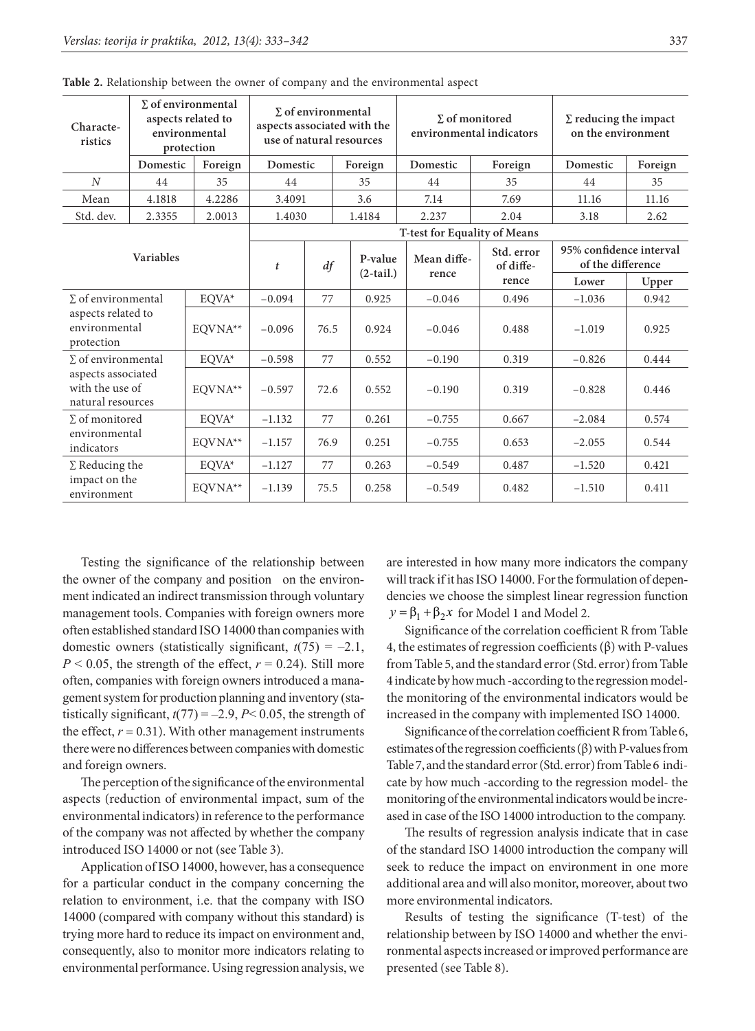**Table 2.** Relationship between the owner of company and the environmental aspect

| Characte­ristics | Σ of environmental aspects related to environmental protection | | Σ of environmental aspects associated with the use of natural resources | | Σ of monitored environmental indicators | | Σ reducing the impact on the environment | |
|---|---|---|---|---|---|---|---|---|
| | Domestic | Foreign | Domestic | Foreign | Domestic | Foreign | Domestic | Foreign |
| $N$ | 44 | 35 | 44 | 35 | 44 | 35 | 44 | 35 |
| Mean | 4.1818 | 4.2286 | 3.4091 | 3.6 | 7.14 | 7.69 | 11.16 | 11.16 |
| Std. dev. | 2.3355 | 2.0013 | 1.4030 | 1.4184 | 2.237 | 2.04 | 3.18 | 2.62 |

| Variables | | T-test for Equality of Means | | | | | | |
|---|---|---|---|---|---|---|---|---|
| | | $t$ | $df$ | P-value (2-tail.) | Mean diffe­rence | Std. error of diffe­rence | 95% confidence interval of the difference | |
| | | | | | | | Lower | Upper |
| Σ of environmental aspects related to environmental protection | EQVA* | −0.094 | 77 | 0.925 | −0.046 | 0.496 | −1.036 | 0.942 |
| | EQVNA** | −0.096 | 76.5 | 0.924 | −0.046 | 0.488 | −1.019 | 0.925 |
| Σ of environmental aspects associated with the use of natural resources | EQVA* | −0.598 | 77 | 0.552 | −0.190 | 0.319 | −0.826 | 0.444 |
| | EQVNA** | −0.597 | 72.6 | 0.552 | −0.190 | 0.319 | −0.828 | 0.446 |
| Σ of monitored environmental indicators | EQVA* | −1.132 | 77 | 0.261 | −0.755 | 0.667 | −2.084 | 0.574 |
| | EQVNA** | −1.157 | 76.9 | 0.251 | −0.755 | 0.653 | −2.055 | 0.544 |
| Σ Reducing the impact on the environment | EQVA* | −1.127 | 77 | 0.263 | −0.549 | 0.487 | −1.520 | 0.421 |
| | EQVNA** | −1.139 | 75.5 | 0.258 | −0.549 | 0.482 | −1.510 | 0.411 |

Testing the significance of the relationship between the owner of the company and position on the environment indicated an indirect transmission through voluntary management tools. Companies with foreign owners more often established standard ISO 14000 than companies with domestic owners (statistically significant, $t(75) = -2.1$, $P < 0.05$, the strength of the effect, $r = 0.24$). Still more often, companies with foreign owners introduced a management system for production planning and inventory (statistically significant, $t(77) = -2.9$, $P < 0.05$, the strength of the effect, $r = 0.31$). With other management instruments there were no differences between companies with domestic and foreign owners.

The perception of the significance of the environmental aspects (reduction of environmental impact, sum of the environmental indicators) in reference to the performance of the company was not affected by whether the company introduced ISO 14000 or not (see Table 3).

Application of ISO 14000, however, has a consequence for a particular conduct in the company concerning the relation to environment, i.e. that the company with ISO 14000 (compared with company without this standard) is trying more hard to reduce its impact on environment and, consequently, also to monitor more indicators relating to environmental performance. Using regression analysis, we are interested in how many more indicators the company will track if it has ISO 14000. For the formulation of dependencies we choose the simplest linear regression function $y = \beta_1 + \beta_2 x$ for Model 1 and Model 2.

Significance of the correlation coefficient R from Table 4, the estimates of regression coefficients (β) with P-values from Table 5, and the standard error (Std. error) from Table 4 indicate by how much -according to the regression model- the monitoring of the environmental indicators would be increased in the company with implemented ISO 14000.

Significance of the correlation coefficient R from Table 6, estimates of the regression coefficients (β) with P-values from Table 7, and the standard error (Std. error) from Table 6 indicate by how much -according to the regression model- the monitoring of the environmental indicators would be increased in case of the ISO 14000 introduction to the company.

The results of regression analysis indicate that in case of the standard ISO 14000 introduction the company will seek to reduce the impact on environment in one more additional area and will also monitor, moreover, about two more environmental indicators.

Results of testing the significance (T-test) of the relationship between by ISO 14000 and whether the environmental aspects increased or improved performance are presented (see Table 8).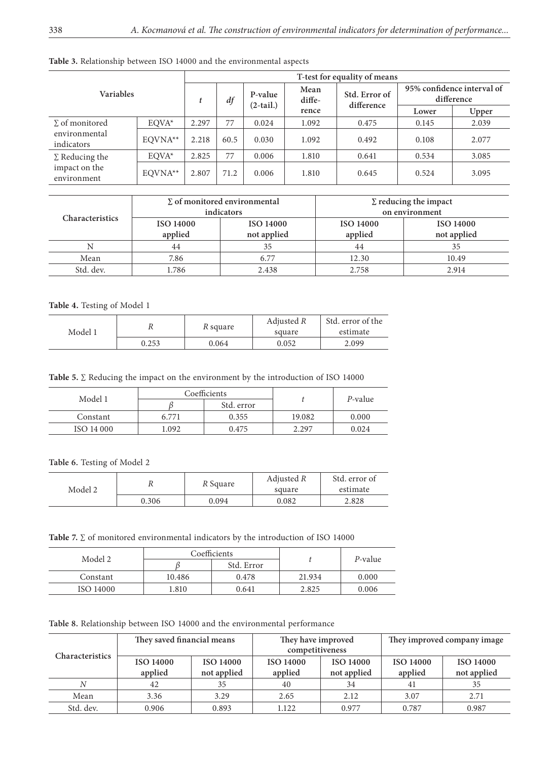**Table 3.** Relationship between ISO 14000 and the environmental aspects

| Variables | | T-test for equality of means | | | | | | |
|---|---|---|---|---|---|---|---|---|
| | | $t$ | $df$ | P-value (2-tail.) | Mean difference | Std. Error of difference | 95% confidence interval of difference | |
| | | | | | | | Lower | Upper |
| ∑ of monitored environmental indicators | EQVA* | 2.297 | 77 | 0.024 | 1.092 | 0.475 | 0.145 | 2.039 |
| | EQVNA** | 2.218 | 60.5 | 0.030 | 1.092 | 0.492 | 0.108 | 2.077 |
| ∑ Reducing the impact on the environment | EQVA* | 2.825 | 77 | 0.006 | 1.810 | 0.641 | 0.534 | 3.085 |
| | EQVNA** | 2.807 | 71.2 | 0.006 | 1.810 | 0.645 | 0.524 | 3.095 |

| Characteristics | ∑ of monitored environmental indicators | | ∑ reducing the impact on environment | |
|---|---|---|---|---|
| | ISO 14000 applied | ISO 14000 not applied | ISO 14000 applied | ISO 14000 not applied |
| N | 44 | 35 | 44 | 35 |
| Mean | 7.86 | 6.77 | 12.30 | 10.49 |
| Std. dev. | 1.786 | 2.438 | 2.758 | 2.914 |

**Table 4.** Testing of Model 1

| Model 1 | $R$ | $R$ square | Adjusted $R$ square | Std. error of the estimate |
|---|---|---|---|---|
| | 0.253 | 0.064 | 0.052 | 2.099 |

**Table 5.** ∑ Reducing the impact on the environment by the introduction of ISO 14000

| Model 1 | Coefficients | | $t$ | $P$-value |
|---|---|---|---|---|
| | $\beta$ | Std. error | | |
| Constant | 6.771 | 0.355 | 19.082 | 0.000 |
| ISO 14 000 | 1.092 | 0.475 | 2.297 | 0.024 |

**Table 6.** Testing of Model 2

| Model 2 | $R$ | $R$ Square | Adjusted $R$ square | Std. error of estimate |
|---|---|---|---|---|
| | 0.306 | 0.094 | 0.082 | 2.828 |

**Table 7.** ∑ of monitored environmental indicators by the introduction of ISO 14000

| Model 2 | Coefficients | | $t$ | $P$-value |
|---|---|---|---|---|
| | $\beta$ | Std. Error | | |
| Constant | 10.486 | 0.478 | 21.934 | 0.000 |
| ISO 14000 | 1.810 | 0.641 | 2.825 | 0.006 |

**Table 8.** Relationship between ISO 14000 and the environmental performance

| Characteristics | They saved financial means | | They have improved competitiveness | | They improved company image | |
|---|---|---|---|---|---|---|
| | ISO 14000 applied | ISO 14000 not applied | ISO 14000 applied | ISO 14000 not applied | ISO 14000 applied | ISO 14000 not applied |
| $N$ | 42 | 35 | 40 | 34 | 41 | 35 |
| Mean | 3.36 | 3.29 | 2.65 | 2.12 | 3.07 | 2.71 |
| Std. dev. | 0.906 | 0.893 | 1.122 | 0.977 | 0.787 | 0.987 |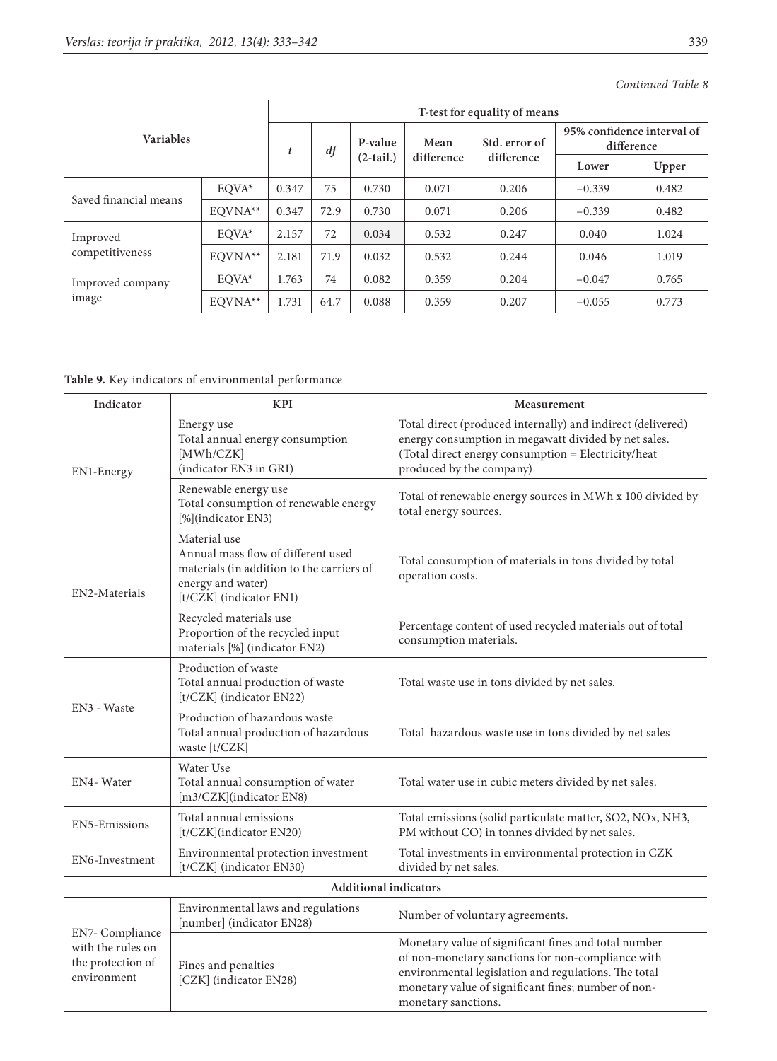*Continued Table 8*

| Variables | | T-test for equality of means | | | | | | |
|---|---|---|---|---|---|---|---|---|
| | | *t* | *df* | P-value (2-tail.) | Mean difference | Std. error of difference | 95% confidence interval of difference | |
| | | | | | | | Lower | Upper |
| Saved financial means | EQVA* | 0.347 | 75 | 0.730 | 0.071 | 0.206 | −0.339 | 0.482 |
| | EQVNA** | 0.347 | 72.9 | 0.730 | 0.071 | 0.206 | −0.339 | 0.482 |
| Improved competitiveness | EQVA* | 2.157 | 72 | 0.034 | 0.532 | 0.247 | 0.040 | 1.024 |
| | EQVNA** | 2.181 | 71.9 | 0.032 | 0.532 | 0.244 | 0.046 | 1.019 |
| Improved company image | EQVA* | 1.763 | 74 | 0.082 | 0.359 | 0.204 | −0.047 | 0.765 |
| | EQVNA** | 1.731 | 64.7 | 0.088 | 0.359 | 0.207 | −0.055 | 0.773 |

**Table 9.** Key indicators of environmental performance

| Indicator | KPI | Measurement |
|---|---|---|
| EN1-Energy | Energy use<br>Total annual energy consumption [MWh/CZK]<br>(indicator EN3 in GRI) | Total direct (produced internally) and indirect (delivered) energy consumption in megawatt divided by net sales. (Total direct energy consumption = Electricity/heat produced by the company) |
| | Renewable energy use<br>Total consumption of renewable energy [%](indicator EN3) | Total of renewable energy sources in MWh x 100 divided by total energy sources. |
| EN2-Materials | Material use<br>Annual mass flow of different used materials (in addition to the carriers of energy and water)<br>[t/CZK] (indicator EN1) | Total consumption of materials in tons divided by total operation costs. |
| | Recycled materials use<br>Proportion of the recycled input materials [%] (indicator EN2) | Percentage content of used recycled materials out of total consumption materials. |
| EN3 - Waste | Production of waste<br>Total annual production of waste [t/CZK] (indicator EN22) | Total waste use in tons divided by net sales. |
| | Production of hazardous waste<br>Total annual production of hazardous waste [t/CZK] | Total hazardous waste use in tons divided by net sales |
| EN4- Water | Water Use<br>Total annual consumption of water [m3/CZK](indicator EN8) | Total water use in cubic meters divided by net sales. |
| EN5-Emissions | Total annual emissions [t/CZK](indicator EN20) | Total emissions (solid particulate matter, SO2, NOx, NH3, PM without CO) in tonnes divided by net sales. |
| EN6-Investment | Environmental protection investment [t/CZK] (indicator EN30) | Total investments in environmental protection in CZK divided by net sales. |
| **Additional indicators** | | |
| EN7- Compliance with the rules on the protection of environment | Environmental laws and regulations [number] (indicator EN28) | Number of voluntary agreements. |
| | Fines and penalties<br>[CZK] (indicator EN28) | Monetary value of significant fines and total number of non-monetary sanctions for non-compliance with environmental legislation and regulations. The total monetary value of significant fines; number of non-monetary sanctions. |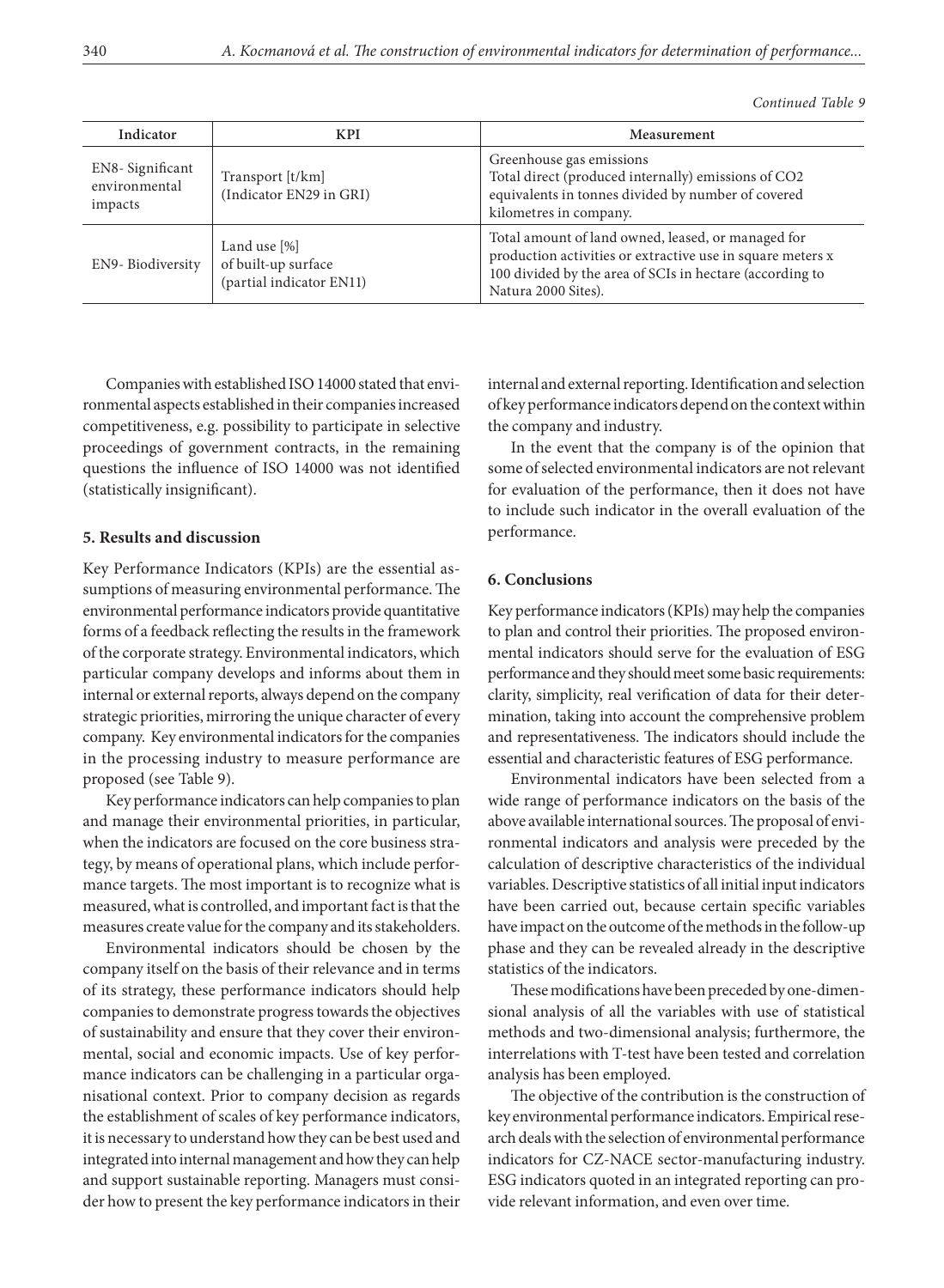*Continued Table 9*

| Indicator | KPI | Measurement |
|---|---|---|
| EN8- Significant environmental impacts | Transport [t/km] (Indicator EN29 in GRI) | Greenhouse gas emissions<br>Total direct (produced internally) emissions of $CO_2$ equivalents in tonnes divided by number of covered kilometres in company. |
| EN9- Biodiversity | Land use [%] of built-up surface (partial indicator EN11) | Total amount of land owned, leased, or managed for production activities or extractive use in square meters x 100 divided by the area of SCIs in hectare (according to Natura 2000 Sites). |

Companies with established ISO 14000 stated that environmental aspects established in their companies increased competitiveness, e.g. possibility to participate in selective proceedings of government contracts, in the remaining questions the influence of ISO 14000 was not identified (statistically insignificant).

## 5. Results and discussion

Key Performance Indicators (KPIs) are the essential assumptions of measuring environmental performance. The environmental performance indicators provide quantitative forms of a feedback reflecting the results in the framework of the corporate strategy. Environmental indicators, which particular company develops and informs about them in internal or external reports, always depend on the company strategic priorities, mirroring the unique character of every company. Key environmental indicators for the companies in the processing industry to measure performance are proposed (see Table 9).

Key performance indicators can help companies to plan and manage their environmental priorities, in particular, when the indicators are focused on the core business strategy, by means of operational plans, which include performance targets. The most important is to recognize what is measured, what is controlled, and important fact is that the measures create value for the company and its stakeholders.

Environmental indicators should be chosen by the company itself on the basis of their relevance and in terms of its strategy, these performance indicators should help companies to demonstrate progress towards the objectives of sustainability and ensure that they cover their environmental, social and economic impacts. Use of key performance indicators can be challenging in a particular organisational context. Prior to company decision as regards the establishment of scales of key performance indicators, it is necessary to understand how they can be best used and integrated into internal management and how they can help and support sustainable reporting. Managers must consider how to present the key performance indicators in their internal and external reporting. Identification and selection of key performance indicators depend on the context within the company and industry.

In the event that the company is of the opinion that some of selected environmental indicators are not relevant for evaluation of the performance, then it does not have to include such indicator in the overall evaluation of the performance.

## 6. Conclusions

Key performance indicators (KPIs) may help the companies to plan and control their priorities. The proposed environmental indicators should serve for the evaluation of ESG performance and they should meet some basic requirements: clarity, simplicity, real verification of data for their determination, taking into account the comprehensive problem and representativeness. The indicators should include the essential and characteristic features of ESG performance.

Environmental indicators have been selected from a wide range of performance indicators on the basis of the above available international sources. The proposal of environmental indicators and analysis were preceded by the calculation of descriptive characteristics of the individual variables. Descriptive statistics of all initial input indicators have been carried out, because certain specific variables have impact on the outcome of the methods in the follow-up phase and they can be revealed already in the descriptive statistics of the indicators.

These modifications have been preceded by one-dimensional analysis of all the variables with use of statistical methods and two-dimensional analysis; furthermore, the interrelations with T-test have been tested and correlation analysis has been employed.

The objective of the contribution is the construction of key environmental performance indicators. Empirical research deals with the selection of environmental performance indicators for CZ-NACE sector-manufacturing industry. ESG indicators quoted in an integrated reporting can provide relevant information, and even over time.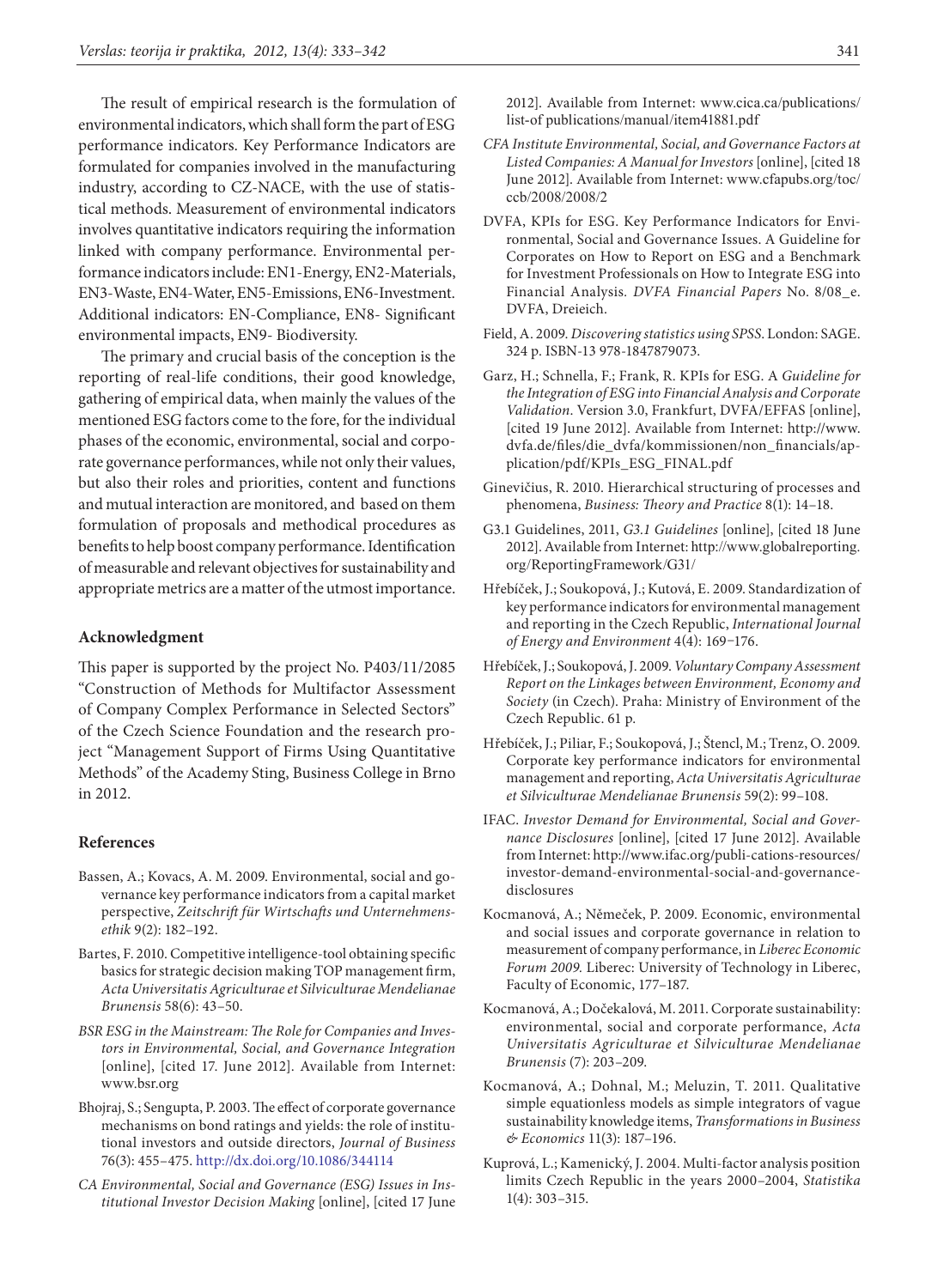The result of empirical research is the formulation of environmental indicators, which shall form the part of ESG performance indicators. Key Performance Indicators are formulated for companies involved in the manufacturing industry, according to CZ-NACE, with the use of statistical methods. Measurement of environmental indicators involves quantitative indicators requiring the information linked with company performance. Environmental performance indicators include: EN1-Energy, EN2-Materials, EN3-Waste, EN4-Water, EN5-Emissions, EN6-Investment. Additional indicators: EN-Compliance, EN8- Significant environmental impacts, EN9- Biodiversity.

The primary and crucial basis of the conception is the reporting of real-life conditions, their good knowledge, gathering of empirical data, when mainly the values of the mentioned ESG factors come to the fore, for the individual phases of the economic, environmental, social and corporate governance performances, while not only their values, but also their roles and priorities, content and functions and mutual interaction are monitored, and based on them formulation of proposals and methodical procedures as benefits to help boost company performance. Identification of measurable and relevant objectives for sustainability and appropriate metrics are a matter of the utmost importance.

## Acknowledgment

This paper is supported by the project No. P403/11/2085 "Construction of Methods for Multifactor Assessment of Company Complex Performance in Selected Sectors" of the Czech Science Foundation and the research project "Management Support of Firms Using Quantitative Methods" of the Academy Sting, Business College in Brno in 2012.

## References

Bassen, A.; Kovacs, A. M. 2009. Environmental, social and governance key performance indicators from a capital market perspective, *Zeitschrift für Wirtschafts und Unternehmensethik* 9(2): 182–192.

Bartes, F. 2010. Competitive intelligence-tool obtaining specific basics for strategic decision making TOP management firm, *Acta Universitatis Agriculturae et Silviculturae Mendelianae Brunensis* 58(6): 43–50.

*BSR ESG in the Mainstream: The Role for Companies and Investors in Environmental, Social, and Governance Integration* [online], [cited 17. June 2012]. Available from Internet: www.bsr.org

Bhojraj, S.; Sengupta, P. 2003. The effect of corporate governance mechanisms on bond ratings and yields: the role of institutional investors and outside directors, *Journal of Business* 76(3): 455–475. http://dx.doi.org/10.1086/344114

*CA Environmental, Social and Governance (ESG) Issues in Institutional Investor Decision Making* [online], [cited 17 June 2012]. Available from Internet: www.cica.ca/publications/list-of publications/manual/item41881.pdf

*CFA Institute Environmental, Social, and Governance Factors at Listed Companies: A Manual for Investors* [online], [cited 18 June 2012]. Available from Internet: www.cfapubs.org/toc/ccb/2008/2008/2

DVFA, KPIs for ESG. Key Performance Indicators for Environmental, Social and Governance Issues. A Guideline for Corporates on How to Report on ESG and a Benchmark for Investment Professionals on How to Integrate ESG into Financial Analysis. *DVFA Financial Papers* No. 8/08_e. DVFA, Dreieich.

Field, A. 2009. *Discovering statistics using SPSS*. London: SAGE. 324 p. ISBN-13 978-1847879073.

Garz, H.; Schnella, F.; Frank, R. KPIs for ESG. A *Guideline for the Integration of ESG into Financial Analysis and Corporate Validation*. Version 3.0, Frankfurt, DVFA/EFFAS [online], [cited 19 June 2012]. Available from Internet: http://www.dvfa.de/files/die_dvfa/kommissionen/non_financials/application/pdf/KPIs_ESG_FINAL.pdf

Ginevičius, R. 2010. Hierarchical structuring of processes and phenomena, *Business: Theory and Practice* 8(1): 14–18.

G3.1 Guidelines, 2011, *G3.1 Guidelines* [online], [cited 18 June 2012]. Available from Internet: http://www.globalreporting.org/ReportingFramework/G31/

Hřebíček, J.; Soukopová, J.; Kutová, E. 2009. Standardization of key performance indicators for environmental management and reporting in the Czech Republic, *International Journal of Energy and Environment* 4(4): 169−176.

Hřebíček, J.; Soukopová, J. 2009. *Voluntary Company Assessment Report on the Linkages between Environment, Economy and Society* (in Czech). Praha: Ministry of Environment of the Czech Republic. 61 p.

Hřebíček, J.; Piliar, F.; Soukopová, J.; Štencl, M.; Trenz, O. 2009. Corporate key performance indicators for environmental management and reporting, *Acta Universitatis Agriculturae et Silviculturae Mendelianae Brunensis* 59(2): 99–108.

IFAC. *Investor Demand for Environmental, Social and Governance Disclosures* [online], [cited 17 June 2012]. Available from Internet: http://www.ifac.org/publi-cations-resources/investor-demand-environmental-social-and-governance-disclosures

Kocmanová, A.; Němeček, P. 2009. Economic, environmental and social issues and corporate governance in relation to measurement of company performance, in *Liberec Economic Forum 2009*. Liberec: University of Technology in Liberec, Faculty of Economic, 177–187.

Kocmanová, A.; Dočekalová, M. 2011. Corporate sustainability: environmental, social and corporate performance, *Acta Universitatis Agriculturae et Silviculturae Mendelianae Brunensis* (7): 203–209.

Kocmanová, A.; Dohnal, M.; Meluzin, T. 2011. Qualitative simple equationless models as simple integrators of vague sustainability knowledge items, *Transformations in Business & Economics* 11(3): 187–196.

Kuprová, L.; Kamenický, J. 2004. Multi-factor analysis position limits Czech Republic in the years 2000–2004, *Statistika* 1(4): 303–315.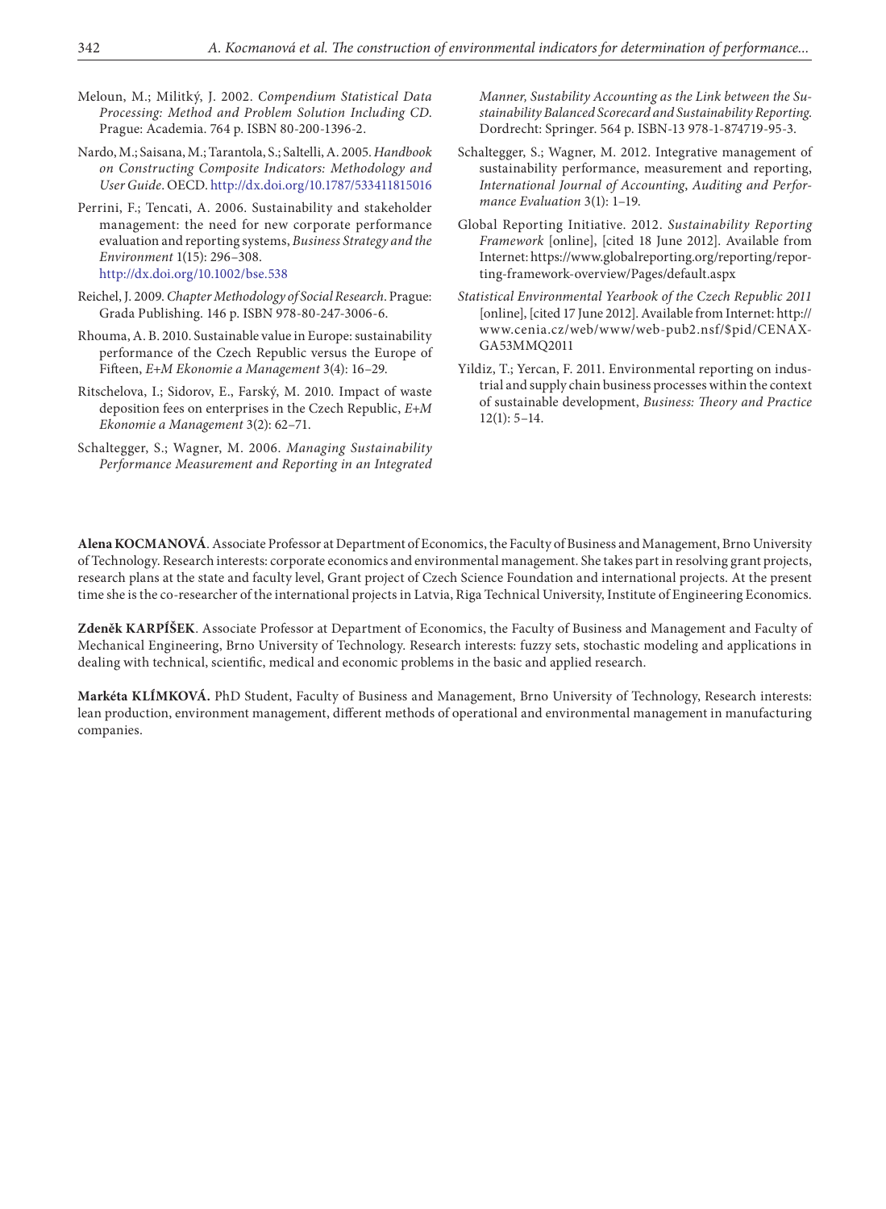Meloun, M.; Militký, J. 2002. *Compendium Statistical Data Processing: Method and Problem Solution Including CD*. Prague: Academia. 764 p. ISBN 80-200-1396-2.

Nardo, M.; Saisana, M.; Tarantola, S.; Saltelli, A. 2005. *Handbook on Constructing Composite Indicators: Methodology and User Guide*. OECD. http://dx.doi.org/10.1787/533411815016

Perrini, F.; Tencati, A. 2006. Sustainability and stakeholder management: the need for new corporate performance evaluation and reporting systems, *Business Strategy and the Environment* 1(15): 296–308. http://dx.doi.org/10.1002/bse.538

Reichel, J. 2009. *Chapter Methodology of Social Research*. Prague: Grada Publishing. 146 p. ISBN 978-80-247-3006-6.

Rhouma, A. B. 2010. Sustainable value in Europe: sustainability performance of the Czech Republic versus the Europe of Fifteen, *E+M Ekonomie a Management* 3(4): 16–29.

Ritschelova, I.; Sidorov, E., Farský, M. 2010. Impact of waste deposition fees on enterprises in the Czech Republic, *E+M Ekonomie a Management* 3(2): 62–71.

Schaltegger, S.; Wagner, M. 2006. *Managing Sustainability Performance Measurement and Reporting in an Integrated Manner, Sustability Accounting as the Link between the Sustainability Balanced Scorecard and Sustainability Reporting*. Dordrecht: Springer. 564 p. ISBN-13 978-1-874719-95-3.

Schaltegger, S.; Wagner, M. 2012. Integrative management of sustainability performance, measurement and reporting, *International Journal of Accounting, Auditing and Performance Evaluation* 3(1): 1–19.

Global Reporting Initiative. 2012. *Sustainability Reporting Framework* [online], [cited 18 June 2012]. Available from Internet: https://www.globalreporting.org/reporting/reporting-framework-overview/Pages/default.aspx

*Statistical Environmental Yearbook of the Czech Republic 2011* [online], [cited 17 June 2012]. Available from Internet: http://www.cenia.cz/web/www/web-pub2.nsf/$pid/CENAXGA53MMQ2011

Yildiz, T.; Yercan, F. 2011. Environmental reporting on industrial and supply chain business processes within the context of sustainable development, *Business: Theory and Practice* 12(1): 5–14.

**Alena KOCMANOVÁ**. Associate Professor at Department of Economics, the Faculty of Business and Management, Brno University of Technology. Research interests: corporate economics and environmental management. She takes part in resolving grant projects, research plans at the state and faculty level, Grant project of Czech Science Foundation and international projects. At the present time she is the co-researcher of the international projects in Latvia, Riga Technical University, Institute of Engineering Economics.

**Zdeněk KARPÍŠEK**. Associate Professor at Department of Economics, the Faculty of Business and Management and Faculty of Mechanical Engineering, Brno University of Technology. Research interests: fuzzy sets, stochastic modeling and applications in dealing with technical, scientific, medical and economic problems in the basic and applied research.

**Markéta KLÍMKOVÁ.** PhD Student, Faculty of Business and Management, Brno University of Technology, Research interests: lean production, environment management, different methods of operational and environmental management in manufacturing companies.